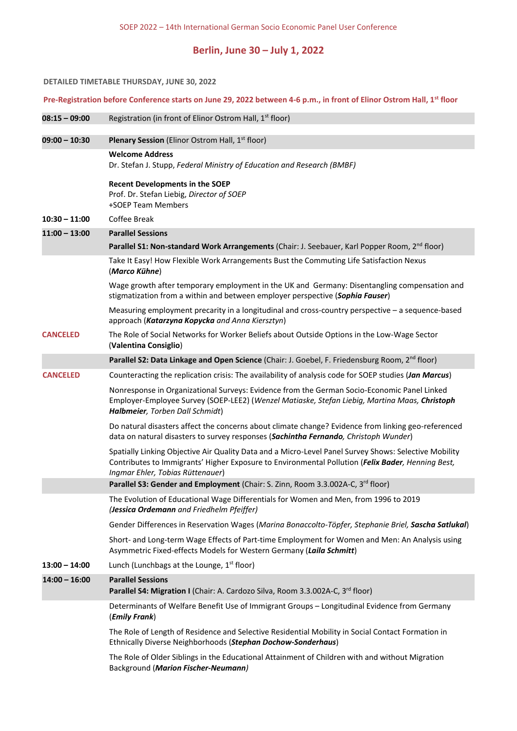SOEP 2022 – 14th International German Socio Economic Panel User Conference

## Berlin, June 30 – July 1, 2022

**DETAILED TIMETABLE THURSDAY, JUNE 30, 2022**

**Pre-Registration before Conference starts on June 29, 2022 between 4-6 p.m., in front of Elinor Ostrom Hall, 1st floor**

| | |
|---|---|
| **08:15 – 09:00** | Registration (in front of Elinor Ostrom Hall, 1st floor) |
| **09:00 – 10:30** | **Plenary Session** (Elinor Ostrom Hall, 1st floor) |
| | **Welcome Address**<br>Dr. Stefan J. Stupp, *Federal Ministry of Education and Research (BMBF)* |
| | **Recent Developments in the SOEP**<br>Prof. Dr. Stefan Liebig, *Director of SOEP*<br>+SOEP Team Members |
| **10:30 – 11:00** | Coffee Break |
| **11:00 – 13:00** | **Parallel Sessions** |
| | **Parallel S1: Non-standard Work Arrangements** (Chair: J. Seebauer, Karl Popper Room, 2nd floor) |
| | Take It Easy! How Flexible Work Arrangements Bust the Commuting Life Satisfaction Nexus (***Marco Kühne***) |
| | Wage growth after temporary employment in the UK and Germany: Disentangling compensation and stigmatization from a within and between employer perspective (***Sophia Fauser***) |
| | Measuring employment precarity in a longitudinal and cross-country perspective – a sequence-based approach (***Katarzyna Kopycka*** *and Anna Kiersztyn*) |
| **CANCELED** | The Role of Social Networks for Worker Beliefs about Outside Options in the Low-Wage Sector (**Valentina Consiglio**) |
| | **Parallel S2: Data Linkage and Open Science** (Chair: J. Goebel, F. Friedensburg Room, 2nd floor) |
| **CANCELED** | Counteracting the replication crisis: The availability of analysis code for SOEP studies (***Jan Marcus***) |
| | Nonresponse in Organizational Surveys: Evidence from the German Socio-Economic Panel Linked Employer-Employee Survey (SOEP-LEE2) (*Wenzel Matiaske, Stefan Liebig, Martina Maas,* ***Christoph Halbmeier****, Torben Dall Schmidt*) |
| | Do natural disasters affect the concerns about climate change? Evidence from linking geo-referenced data on natural disasters to survey responses (***Sachintha Fernando****, Christoph Wunder*) |
| | Spatially Linking Objective Air Quality Data and a Micro-Level Panel Survey Shows: Selective Mobility Contributes to Immigrants' Higher Exposure to Environmental Pollution (***Felix Bader****, Henning Best, Ingmar Ehler, Tobias Rüttenauer*) |
| | **Parallel S3: Gender and Employment** (Chair: S. Zinn, Room 3.3.002A-C, 3rd floor) |
| | The Evolution of Educational Wage Differentials for Women and Men, from 1996 to 2019 (***Jessica Ordemann*** *and Friedhelm Pfeiffer)* |
| | Gender Differences in Reservation Wages (*Marina Bonaccolto-Töpfer, Stephanie Briel,* ***Sascha Satlukal***) |
| | Short- and Long-term Wage Effects of Part-time Employment for Women and Men: An Analysis using Asymmetric Fixed-effects Models for Western Germany (***Laila Schmitt***) |
| **13:00 – 14:00** | Lunch (Lunchbags at the Lounge, 1st floor) |
| **14:00 – 16:00** | **Parallel Sessions**<br>**Parallel S4: Migration I** (Chair: A. Cardozo Silva, Room 3.3.002A-C, 3rd floor) |
| | Determinants of Welfare Benefit Use of Immigrant Groups – Longitudinal Evidence from Germany (***Emily Frank***) |
| | The Role of Length of Residence and Selective Residential Mobility in Social Contact Formation in Ethnically Diverse Neighborhoods (***Stephan Dochow-Sonderhaus***) |
| | The Role of Older Siblings in the Educational Attainment of Children with and without Migration Background (***Marion Fischer-Neumann)*** |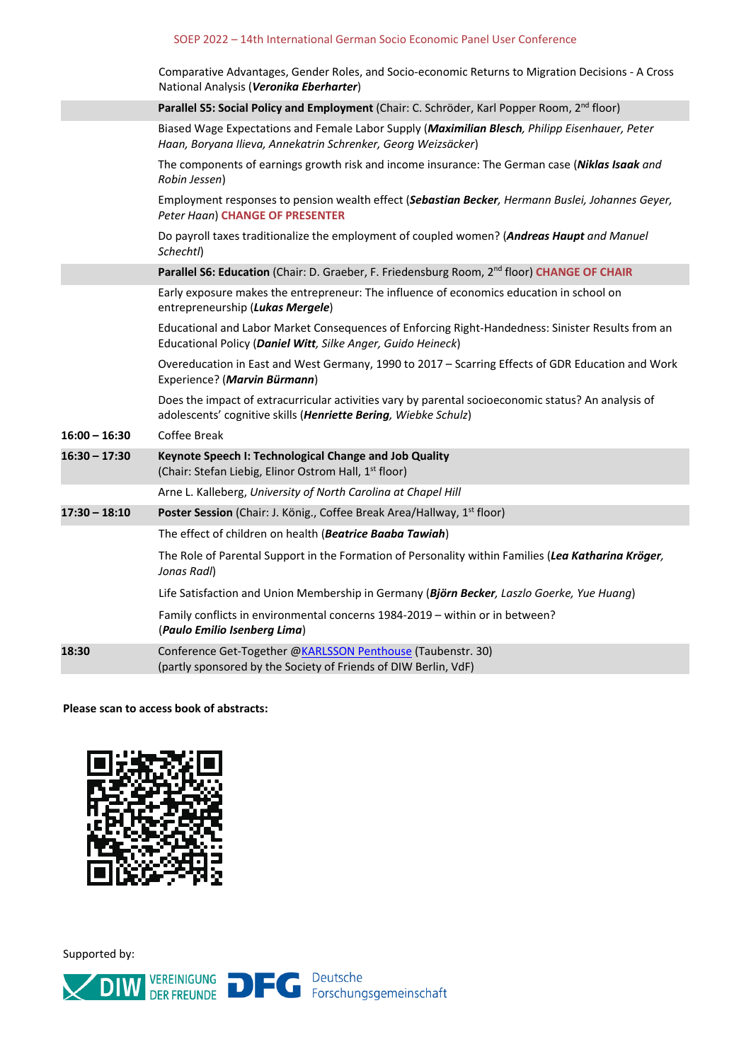| | |
|---|---|
| | Comparative Advantages, Gender Roles, and Socio-economic Returns to Migration Decisions - A Cross National Analysis (***Veronika Eberharter***) |
| | **Parallel S5: Social Policy and Employment** (Chair: C. Schröder, Karl Popper Room, 2nd floor) |
| | Biased Wage Expectations and Female Labor Supply (***Maximilian Blesch**, Philipp Eisenhauer, Peter Haan, Boryana Ilieva, Annekatrin Schrenker, Georg Weizsäcker*) |
| | The components of earnings growth risk and income insurance: The German case (***Niklas Isaak** and Robin Jessen*) |
| | Employment responses to pension wealth effect (***Sebastian Becker**, Hermann Buslei, Johannes Geyer, Peter Haan*) **CHANGE OF PRESENTER** |
| | Do payroll taxes traditionalize the employment of coupled women? (***Andreas Haupt** and Manuel Schechtl*) |
| | **Parallel S6: Education** (Chair: D. Graeber, F. Friedensburg Room, 2nd floor) **CHANGE OF CHAIR** |
| | Early exposure makes the entrepreneur: The influence of economics education in school on entrepreneurship (***Lukas Mergele***) |
| | Educational and Labor Market Consequences of Enforcing Right-Handedness: Sinister Results from an Educational Policy (***Daniel Witt**, Silke Anger, Guido Heineck*) |
| | Overeducation in East and West Germany, 1990 to 2017 – Scarring Effects of GDR Education and Work Experience? (***Marvin Bürmann***) |
| | Does the impact of extracurricular activities vary by parental socioeconomic status? An analysis of adolescents' cognitive skills (***Henriette Bering**, Wiebke Schulz*) |
| **16:00 – 16:30** | Coffee Break |
| **16:30 – 17:30** | **Keynote Speech I: Technological Change and Job Quality** (Chair: Stefan Liebig, Elinor Ostrom Hall, 1st floor) |
| | Arne L. Kalleberg, *University of North Carolina at Chapel Hill* |
| **17:30 – 18:10** | **Poster Session** (Chair: J. König., Coffee Break Area/Hallway, 1st floor) |
| | The effect of children on health (***Beatrice Baaba Tawiah***) |
| | The Role of Parental Support in the Formation of Personality within Families (***Lea Katharina Kröger**, Jonas Radl*) |
| | Life Satisfaction and Union Membership in Germany (***Björn Becker**, Laszlo Goerke, Yue Huang*) |
| | Family conflicts in environmental concerns 1984-2019 – within or in between? (***Paulo Emilio Isenberg Lima***) |
| **18:30** | Conference Get-Together @KARLSSON Penthouse (Taubenstr. 30) (partly sponsored by the Society of Friends of DIW Berlin, VdF) |

**Please scan to access book of abstracts:**

Supported by:

DIW VEREINIGUNG DER FREUNDE   DFG Deutsche Forschungsgemeinschaft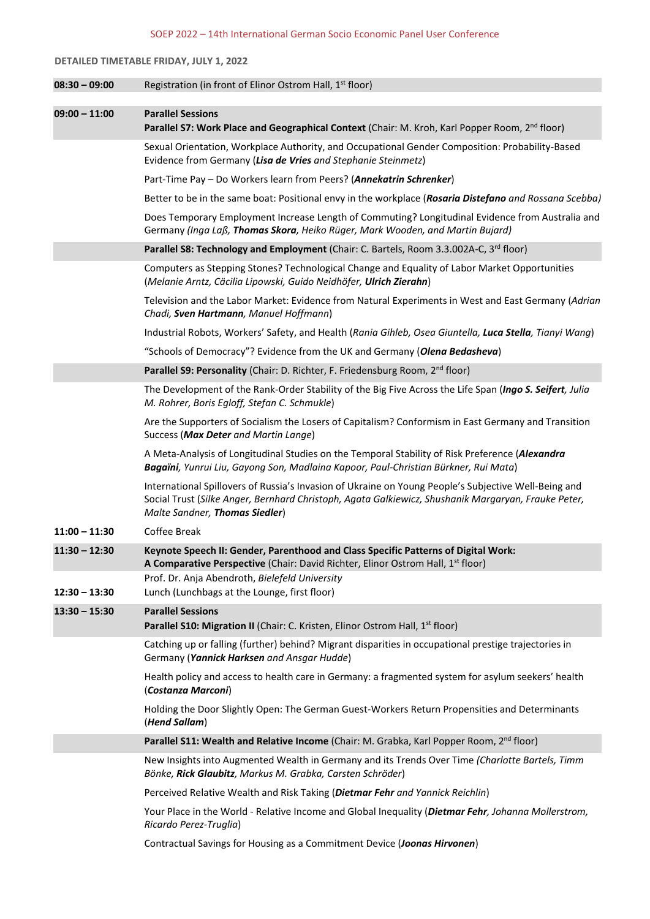SOEP 2022 – 14th International German Socio Economic Panel User Conference

**DETAILED TIMETABLE FRIDAY, JULY 1, 2022**

| Time | Program |
|---|---|
| **08:30 – 09:00** | Registration (in front of Elinor Ostrom Hall, 1st floor) |
| **09:00 – 11:00** | **Parallel Sessions** <br> **Parallel S7: Work Place and Geographical Context** (Chair: M. Kroh, Karl Popper Room, 2nd floor) |
| | Sexual Orientation, Workplace Authority, and Occupational Gender Composition: Probability-Based Evidence from Germany (***Lisa de Vries*** *and Stephanie Steinmetz*) |
| | Part-Time Pay – Do Workers learn from Peers? (***Annekatrin Schrenker***) |
| | Better to be in the same boat: Positional envy in the workplace (***Rosaria Distefano*** *and Rossana Scebba*) |
| | Does Temporary Employment Increase Length of Commuting? Longitudinal Evidence from Australia and Germany (*Inga Laß,* ***Thomas Skora****, Heiko Rüger, Mark Wooden, and Martin Bujard*) |
| | **Parallel S8: Technology and Employment** (Chair: C. Bartels, Room 3.3.002A-C, 3rd floor) |
| | Computers as Stepping Stones? Technological Change and Equality of Labor Market Opportunities (*Melanie Arntz, Cäcilia Lipowski, Guido Neidhöfer,* ***Ulrich Zierahn***) |
| | Television and the Labor Market: Evidence from Natural Experiments in West and East Germany (*Adrian Chadi,* ***Sven Hartmann****, Manuel Hoffmann*) |
| | Industrial Robots, Workers' Safety, and Health (*Rania Gihleb, Osea Giuntella,* ***Luca Stella****, Tianyi Wang*) |
| | "Schools of Democracy"? Evidence from the UK and Germany (***Olena Bedasheva***) |
| | **Parallel S9: Personality** (Chair: D. Richter, F. Friedensburg Room, 2nd floor) |
| | The Development of the Rank-Order Stability of the Big Five Across the Life Span (***Ingo S. Seifert****, Julia M. Rohrer, Boris Egloff, Stefan C. Schmukle*) |
| | Are the Supporters of Socialism the Losers of Capitalism? Conformism in East Germany and Transition Success (***Max Deter*** *and Martin Lange*) |
| | A Meta-Analysis of Longitudinal Studies on the Temporal Stability of Risk Preference (***Alexandra Bagaïni****, Yunrui Liu, Gayong Son, Madlaina Kapoor, Paul-Christian Bürkner, Rui Mata*) |
| | International Spillovers of Russia's Invasion of Ukraine on Young People's Subjective Well-Being and Social Trust (*Silke Anger, Bernhard Christoph, Agata Galkiewicz, Shushanik Margaryan, Frauke Peter, Malte Sandner,* ***Thomas Siedler***) |
| **11:00 – 11:30** | Coffee Break |
| **11:30 – 12:30** | **Keynote Speech II: Gender, Parenthood and Class Specific Patterns of Digital Work: A Comparative Perspective** (Chair: David Richter, Elinor Ostrom Hall, 1st floor) <br> Prof. Dr. Anja Abendroth, *Bielefeld University* |
| **12:30 – 13:30** | Lunch (Lunchbags at the Lounge, first floor) |
| **13:30 – 15:30** | **Parallel Sessions** <br> **Parallel S10: Migration II** (Chair: C. Kristen, Elinor Ostrom Hall, 1st floor) |
| | Catching up or falling (further) behind? Migrant disparities in occupational prestige trajectories in Germany (***Yannick Harksen*** *and Ansgar Hudde*) |
| | Health policy and access to health care in Germany: a fragmented system for asylum seekers' health (***Costanza Marconi***) |
| | Holding the Door Slightly Open: The German Guest-Workers Return Propensities and Determinants (***Hend Sallam***) |
| | **Parallel S11: Wealth and Relative Income** (Chair: M. Grabka, Karl Popper Room, 2nd floor) |
| | New Insights into Augmented Wealth in Germany and its Trends Over Time (*Charlotte Bartels, Timm Bönke,* ***Rick Glaubitz****, Markus M. Grabka, Carsten Schröder*) |
| | Perceived Relative Wealth and Risk Taking (***Dietmar Fehr*** *and Yannick Reichlin*) |
| | Your Place in the World - Relative Income and Global Inequality (***Dietmar Fehr****, Johanna Mollerstrom, Ricardo Perez-Truglia*) |
| | Contractual Savings for Housing as a Commitment Device (***Joonas Hirvonen***) |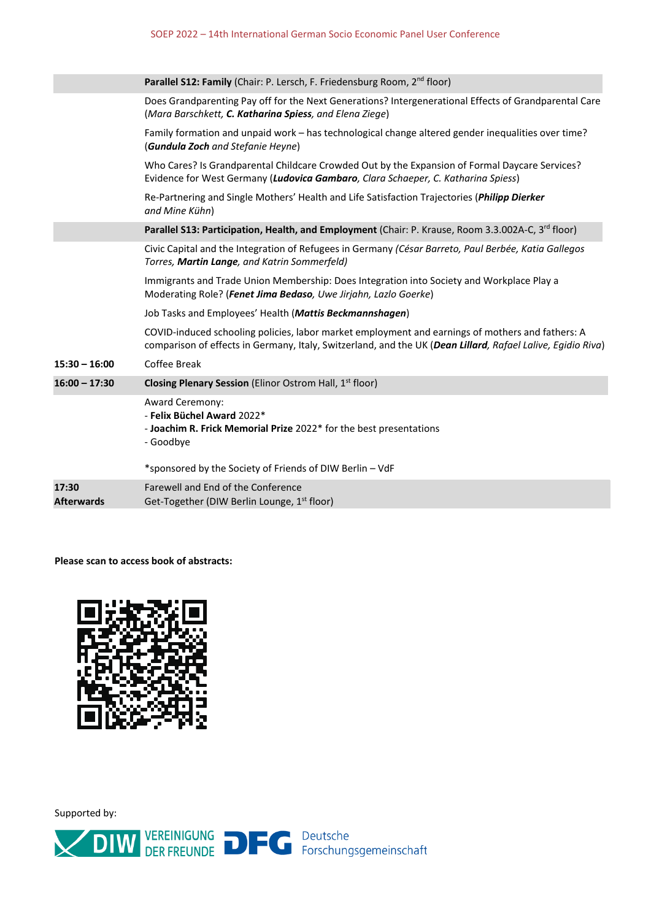| | |
|---|---|
| | **Parallel S12: Family** (Chair: P. Lersch, F. Friedensburg Room, 2nd floor) |
| | Does Grandparenting Pay off for the Next Generations? Intergenerational Effects of Grandparental Care (*Mara Barschkett, **C. Katharina Spiess**, and Elena Ziege*) |
| | Family formation and unpaid work – has technological change altered gender inequalities over time? (***Gundula Zoch** and Stefanie Heyne*) |
| | Who Cares? Is Grandparental Childcare Crowded Out by the Expansion of Formal Daycare Services? Evidence for West Germany (***Ludovica Gambaro**, Clara Schaeper, C. Katharina Spiess*) |
| | Re-Partnering and Single Mothers' Health and Life Satisfaction Trajectories (***Philipp Dierker** and Mine Kühn*) |
| | **Parallel S13: Participation, Health, and Employment** (Chair: P. Krause, Room 3.3.002A-C, 3rd floor) |
| | Civic Capital and the Integration of Refugees in Germany *(César Barreto, Paul Berbée, Katia Gallegos Torres, **Martin Lange**, and Katrin Sommerfeld)* |
| | Immigrants and Trade Union Membership: Does Integration into Society and Workplace Play a Moderating Role? (***Fenet Jima Bedaso**, Uwe Jirjahn, Lazlo Goerke*) |
| | Job Tasks and Employees' Health (***Mattis Beckmannshagen***) |
| | COVID-induced schooling policies, labor market employment and earnings of mothers and fathers: A comparison of effects in Germany, Italy, Switzerland, and the UK (***Dean Lillard**, Rafael Lalive, Egidio Riva*) |
| **15:30 – 16:00** | Coffee Break |
| **16:00 – 17:30** | **Closing Plenary Session** (Elinor Ostrom Hall, 1st floor) |
| | Award Ceremony:<br>- **Felix Büchel Award** 2022*<br>- **Joachim R. Frick Memorial Prize** 2022* for the best presentations<br>- Goodbye<br><br>*sponsored by the Society of Friends of DIW Berlin – VdF |
| **17:30**<br>**Afterwards** | Farewell and End of the Conference<br>Get-Together (DIW Berlin Lounge, 1st floor) |

**Please scan to access book of abstracts:**

Supported by:

DIW VEREINIGUNG DER FREUNDE

DFG Deutsche Forschungsgemeinschaft